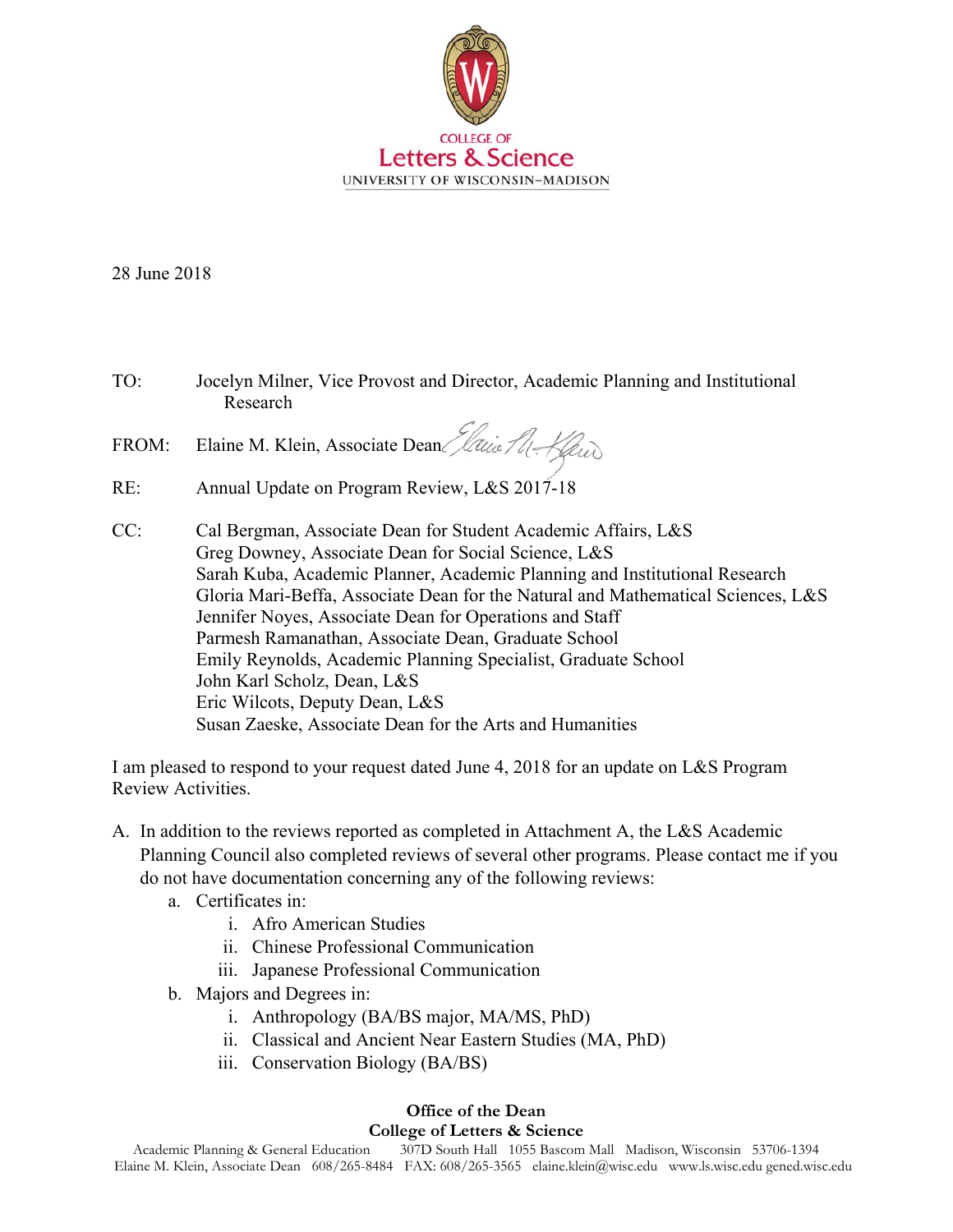COLLEGE OF
**Letters & Science**
UNIVERSITY OF WISCONSIN–MADISON

28 June 2018

TO: Jocelyn Milner, Vice Provost and Director, Academic Planning and Institutional Research

FROM: Elaine M. Klein, Associate Dean

RE: Annual Update on Program Review, L&S 2017-18

CC: Cal Bergman, Associate Dean for Student Academic Affairs, L&S
Greg Downey, Associate Dean for Social Science, L&S
Sarah Kuba, Academic Planner, Academic Planning and Institutional Research
Gloria Mari-Beffa, Associate Dean for the Natural and Mathematical Sciences, L&S
Jennifer Noyes, Associate Dean for Operations and Staff
Parmesh Ramanathan, Associate Dean, Graduate School
Emily Reynolds, Academic Planning Specialist, Graduate School
John Karl Scholz, Dean, L&S
Eric Wilcots, Deputy Dean, L&S
Susan Zaeske, Associate Dean for the Arts and Humanities

I am pleased to respond to your request dated June 4, 2018 for an update on L&S Program Review Activities.

A. In addition to the reviews reported as completed in Attachment A, the L&S Academic Planning Council also completed reviews of several other programs. Please contact me if you do not have documentation concerning any of the following reviews:
   a. Certificates in:
      i. Afro American Studies
      ii. Chinese Professional Communication
      iii. Japanese Professional Communication
   b. Majors and Degrees in:
      i. Anthropology (BA/BS major, MA/MS, PhD)
      ii. Classical and Ancient Near Eastern Studies (MA, PhD)
      iii. Conservation Biology (BA/BS)

**Office of the Dean**
**College of Letters & Science**
Academic Planning & General Education 307D South Hall 1055 Bascom Mall Madison, Wisconsin 53706-1394
Elaine M. Klein, Associate Dean 608/265-8484 FAX: 608/265-3565 elaine.klein@wisc.edu www.ls.wisc.edu gened.wisc.edu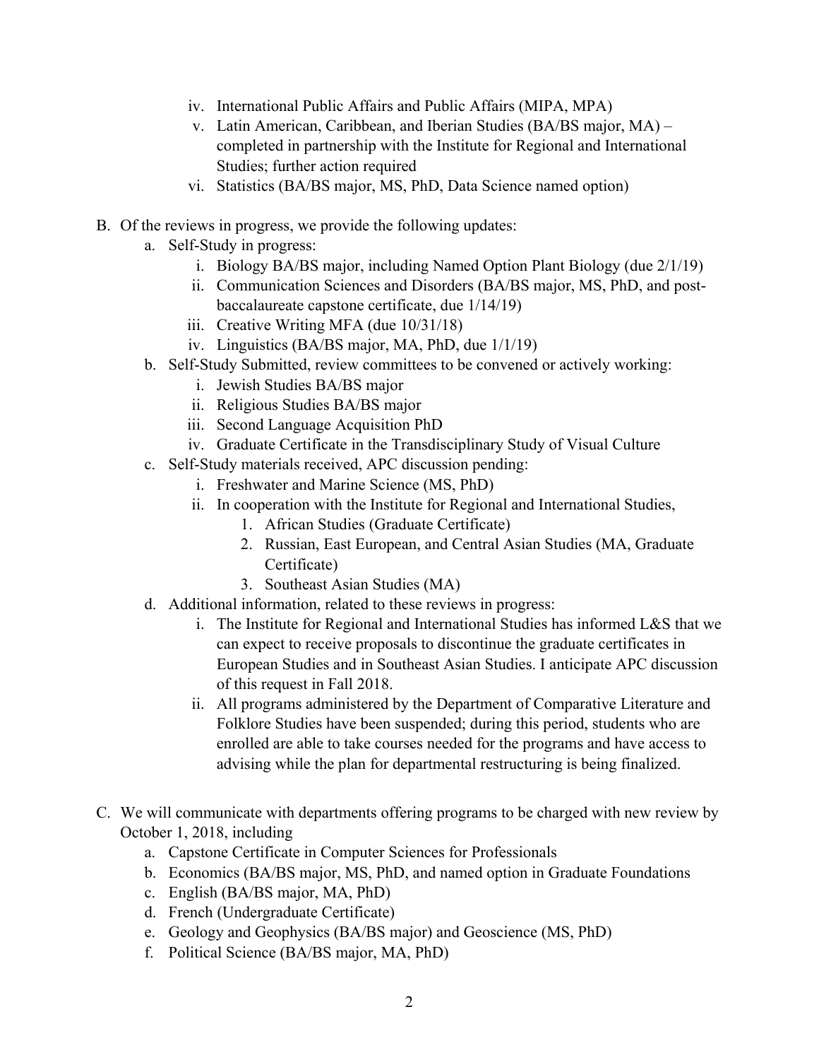iv. International Public Affairs and Public Affairs (MIPA, MPA)
   v. Latin American, Caribbean, and Iberian Studies (BA/BS major, MA) – completed in partnership with the Institute for Regional and International Studies; further action required
   vi. Statistics (BA/BS major, MS, PhD, Data Science named option)

B. Of the reviews in progress, we provide the following updates:
   a. Self-Study in progress:
      i. Biology BA/BS major, including Named Option Plant Biology (due 2/1/19)
      ii. Communication Sciences and Disorders (BA/BS major, MS, PhD, and post-baccalaureate capstone certificate, due 1/14/19)
      iii. Creative Writing MFA (due 10/31/18)
      iv. Linguistics (BA/BS major, MA, PhD, due 1/1/19)
   b. Self-Study Submitted, review committees to be convened or actively working:
      i. Jewish Studies BA/BS major
      ii. Religious Studies BA/BS major
      iii. Second Language Acquisition PhD
      iv. Graduate Certificate in the Transdisciplinary Study of Visual Culture
   c. Self-Study materials received, APC discussion pending:
      i. Freshwater and Marine Science (MS, PhD)
      ii. In cooperation with the Institute for Regional and International Studies,
         1. African Studies (Graduate Certificate)
         2. Russian, East European, and Central Asian Studies (MA, Graduate Certificate)
         3. Southeast Asian Studies (MA)
   d. Additional information, related to these reviews in progress:
      i. The Institute for Regional and International Studies has informed L&S that we can expect to receive proposals to discontinue the graduate certificates in European Studies and in Southeast Asian Studies. I anticipate APC discussion of this request in Fall 2018.
      ii. All programs administered by the Department of Comparative Literature and Folklore Studies have been suspended; during this period, students who are enrolled are able to take courses needed for the programs and have access to advising while the plan for departmental restructuring is being finalized.

C. We will communicate with departments offering programs to be charged with new review by October 1, 2018, including
   a. Capstone Certificate in Computer Sciences for Professionals
   b. Economics (BA/BS major, MS, PhD, and named option in Graduate Foundations
   c. English (BA/BS major, MA, PhD)
   d. French (Undergraduate Certificate)
   e. Geology and Geophysics (BA/BS major) and Geoscience (MS, PhD)
   f. Political Science (BA/BS major, MA, PhD)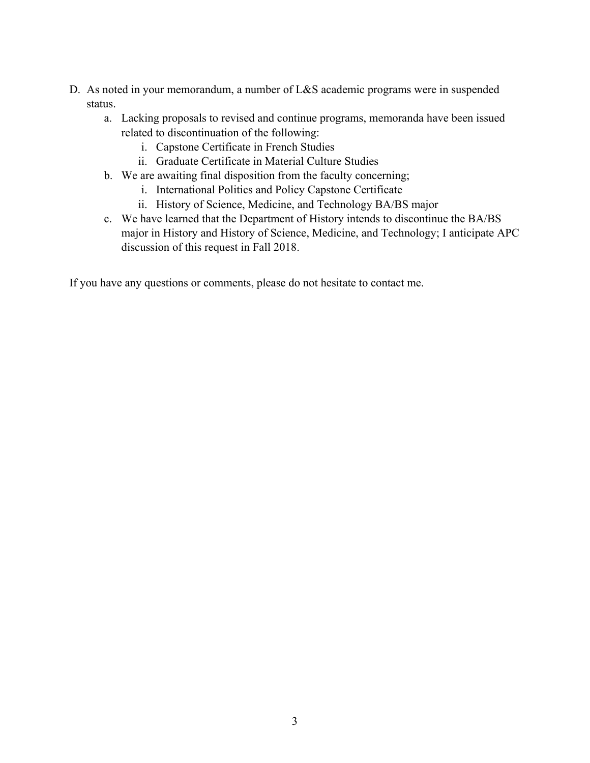D. As noted in your memorandum, a number of L&S academic programs were in suspended status.

   a. Lacking proposals to revised and continue programs, memoranda have been issued related to discontinuation of the following:

      i. Capstone Certificate in French Studies

      ii. Graduate Certificate in Material Culture Studies

   b. We are awaiting final disposition from the faculty concerning;

      i. International Politics and Policy Capstone Certificate

      ii. History of Science, Medicine, and Technology BA/BS major

   c. We have learned that the Department of History intends to discontinue the BA/BS major in History and History of Science, Medicine, and Technology; I anticipate APC discussion of this request in Fall 2018.

If you have any questions or comments, please do not hesitate to contact me.